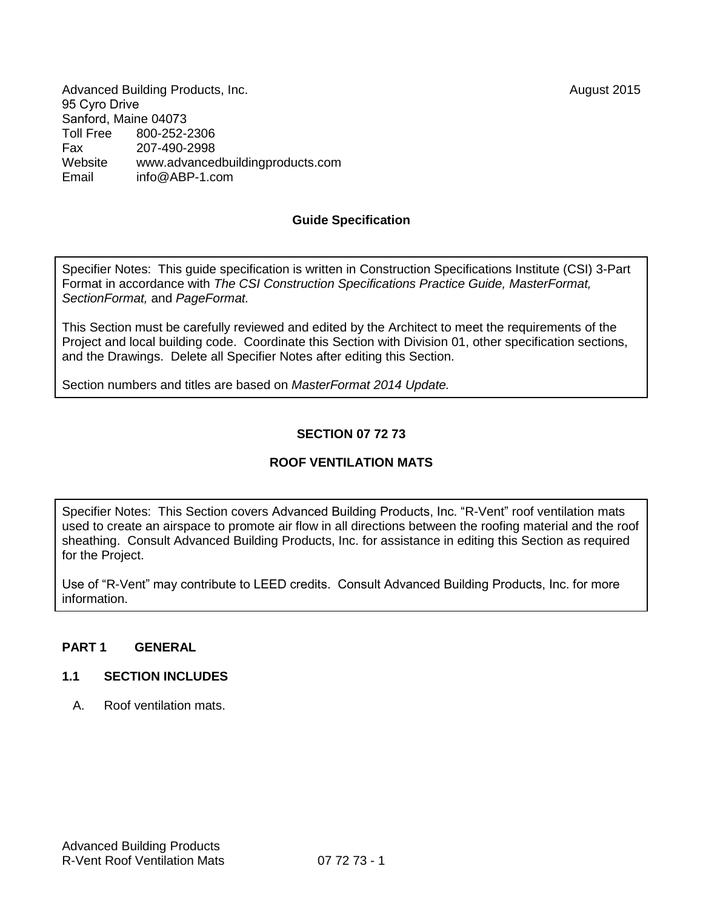Advanced Building Products, Inc. August 2015
95 Cyro Drive
Sanford, Maine 04073
Toll Free 800-252-2306
Fax 207-490-2998
Website www.advancedbuildingproducts.com
Email info@ABP-1.com

**Guide Specification**

> Specifier Notes: This guide specification is written in Construction Specifications Institute (CSI) 3-Part Format in accordance with *The CSI Construction Specifications Practice Guide, MasterFormat, SectionFormat,* and *PageFormat.*
>
> This Section must be carefully reviewed and edited by the Architect to meet the requirements of the Project and local building code. Coordinate this Section with Division 01, other specification sections, and the Drawings. Delete all Specifier Notes after editing this Section.
>
> Section numbers and titles are based on *MasterFormat 2014 Update.*

# SECTION 07 72 73

# ROOF VENTILATION MATS

> Specifier Notes: This Section covers Advanced Building Products, Inc. "R-Vent" roof ventilation mats used to create an airspace to promote air flow in all directions between the roofing material and the roof sheathing. Consult Advanced Building Products, Inc. for assistance in editing this Section as required for the Project.
>
> Use of "R-Vent" may contribute to LEED credits. Consult Advanced Building Products, Inc. for more information.

## PART 1 GENERAL

### 1.1 SECTION INCLUDES

A. Roof ventilation mats.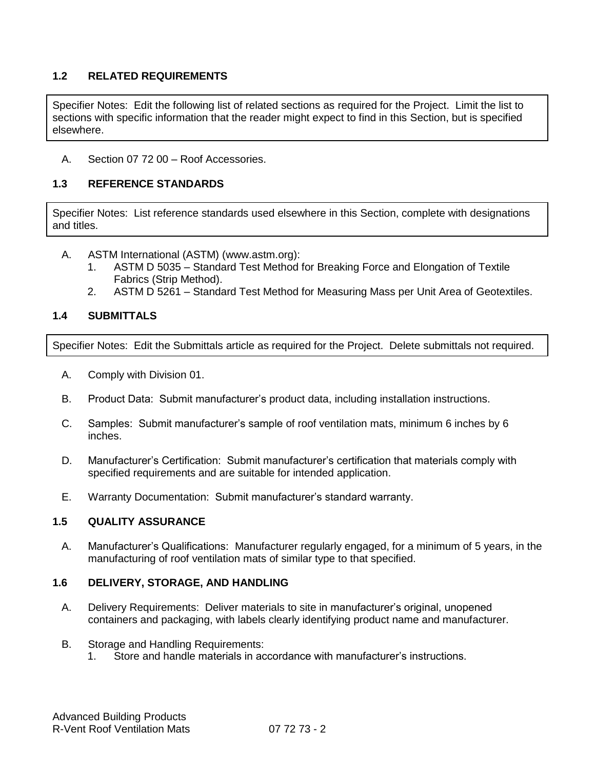### 1.2 RELATED REQUIREMENTS

> Specifier Notes: Edit the following list of related sections as required for the Project. Limit the list to sections with specific information that the reader might expect to find in this Section, but is specified elsewhere.

A. Section 07 72 00 – Roof Accessories.

### 1.3 REFERENCE STANDARDS

> Specifier Notes: List reference standards used elsewhere in this Section, complete with designations and titles.

A. ASTM International (ASTM) (www.astm.org):
   1. ASTM D 5035 – Standard Test Method for Breaking Force and Elongation of Textile Fabrics (Strip Method).
   2. ASTM D 5261 – Standard Test Method for Measuring Mass per Unit Area of Geotextiles.

### 1.4 SUBMITTALS

> Specifier Notes: Edit the Submittals article as required for the Project. Delete submittals not required.

A. Comply with Division 01.

B. Product Data: Submit manufacturer's product data, including installation instructions.

C. Samples: Submit manufacturer's sample of roof ventilation mats, minimum 6 inches by 6 inches.

D. Manufacturer's Certification: Submit manufacturer's certification that materials comply with specified requirements and are suitable for intended application.

E. Warranty Documentation: Submit manufacturer's standard warranty.

### 1.5 QUALITY ASSURANCE

A. Manufacturer's Qualifications: Manufacturer regularly engaged, for a minimum of 5 years, in the manufacturing of roof ventilation mats of similar type to that specified.

### 1.6 DELIVERY, STORAGE, AND HANDLING

A. Delivery Requirements: Deliver materials to site in manufacturer's original, unopened containers and packaging, with labels clearly identifying product name and manufacturer.

B. Storage and Handling Requirements:
   1. Store and handle materials in accordance with manufacturer's instructions.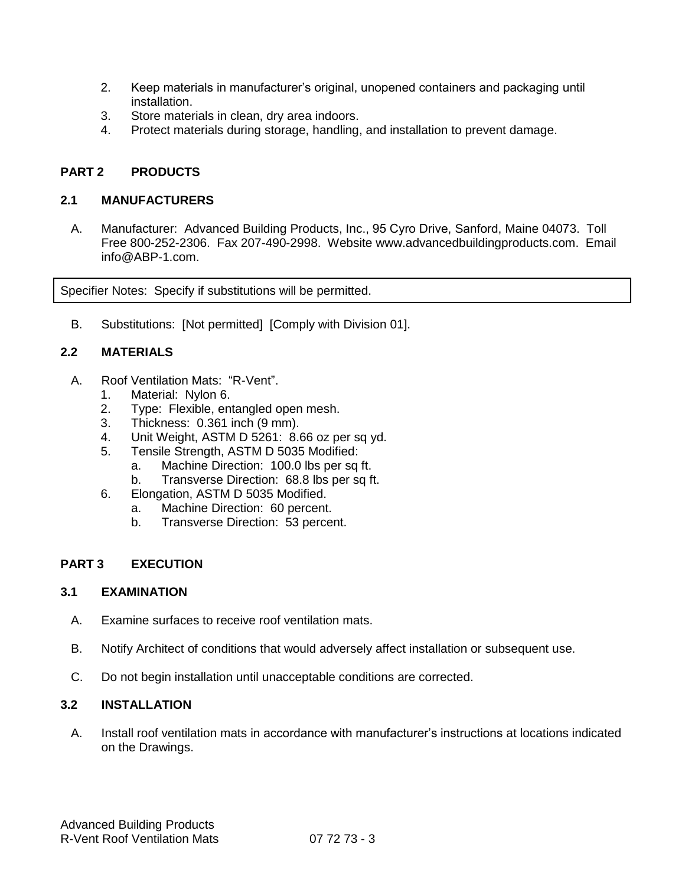2. Keep materials in manufacturer's original, unopened containers and packaging until installation.
3. Store materials in clean, dry area indoors.
4. Protect materials during storage, handling, and installation to prevent damage.

## PART 2 PRODUCTS

### 2.1 MANUFACTURERS

A. Manufacturer: Advanced Building Products, Inc., 95 Cyro Drive, Sanford, Maine 04073. Toll Free 800-252-2306. Fax 207-490-2998. Website www.advancedbuildingproducts.com. Email info@ABP-1.com.

| Specifier Notes: Specify if substitutions will be permitted. |
| --- |

B. Substitutions: [Not permitted] [Comply with Division 01].

### 2.2 MATERIALS

A. Roof Ventilation Mats: "R-Vent".
   1. Material: Nylon 6.
   2. Type: Flexible, entangled open mesh.
   3. Thickness: 0.361 inch (9 mm).
   4. Unit Weight, ASTM D 5261: 8.66 oz per sq yd.
   5. Tensile Strength, ASTM D 5035 Modified:
      a. Machine Direction: 100.0 lbs per sq ft.
      b. Transverse Direction: 68.8 lbs per sq ft.
   6. Elongation, ASTM D 5035 Modified.
      a. Machine Direction: 60 percent.
      b. Transverse Direction: 53 percent.

## PART 3 EXECUTION

### 3.1 EXAMINATION

A. Examine surfaces to receive roof ventilation mats.

B. Notify Architect of conditions that would adversely affect installation or subsequent use.

C. Do not begin installation until unacceptable conditions are corrected.

### 3.2 INSTALLATION

A. Install roof ventilation mats in accordance with manufacturer's instructions at locations indicated on the Drawings.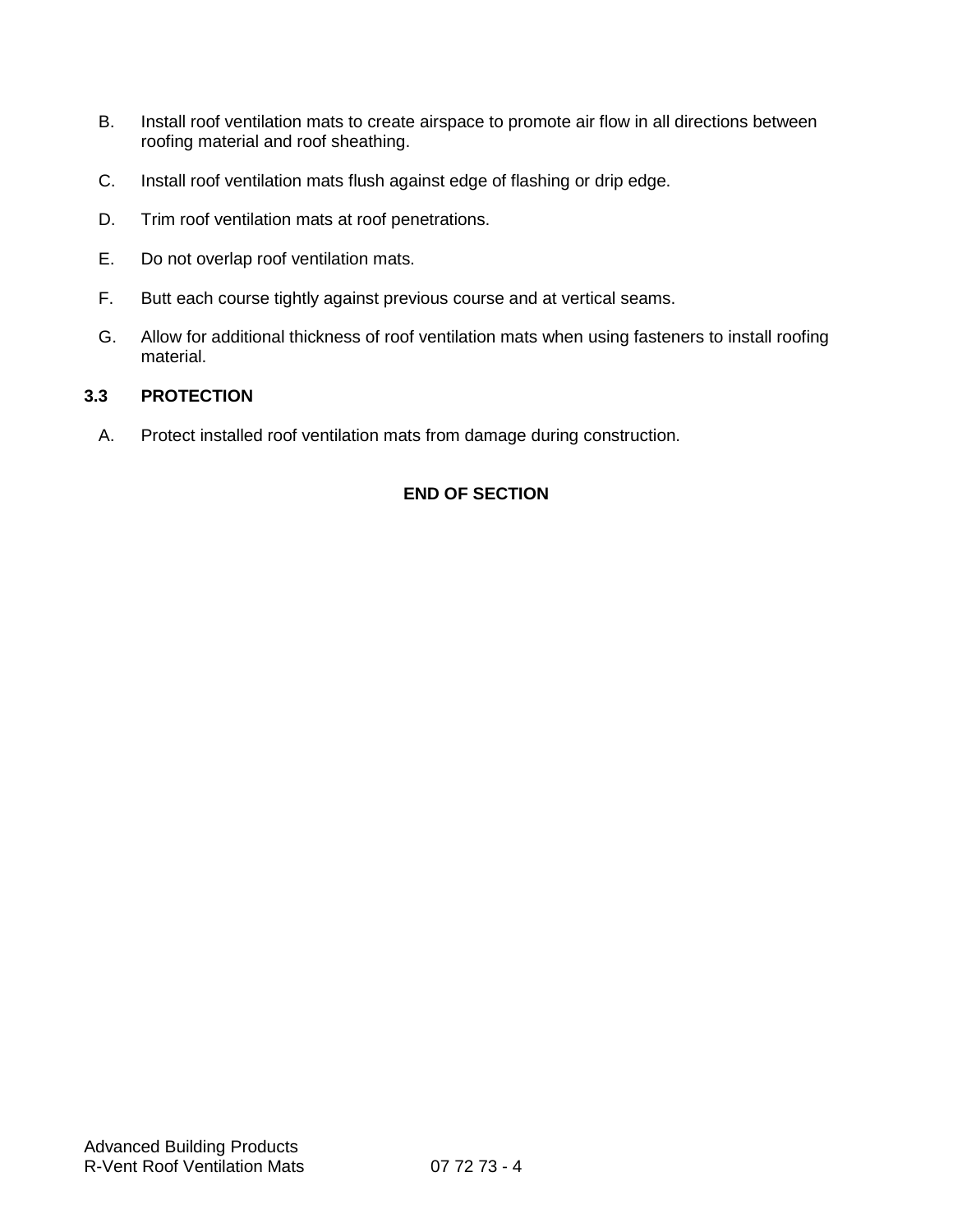B. Install roof ventilation mats to create airspace to promote air flow in all directions between roofing material and roof sheathing.

C. Install roof ventilation mats flush against edge of flashing or drip edge.

D. Trim roof ventilation mats at roof penetrations.

E. Do not overlap roof ventilation mats.

F. Butt each course tightly against previous course and at vertical seams.

G. Allow for additional thickness of roof ventilation mats when using fasteners to install roofing material.

## 3.3 PROTECTION

A. Protect installed roof ventilation mats from damage during construction.

**END OF SECTION**